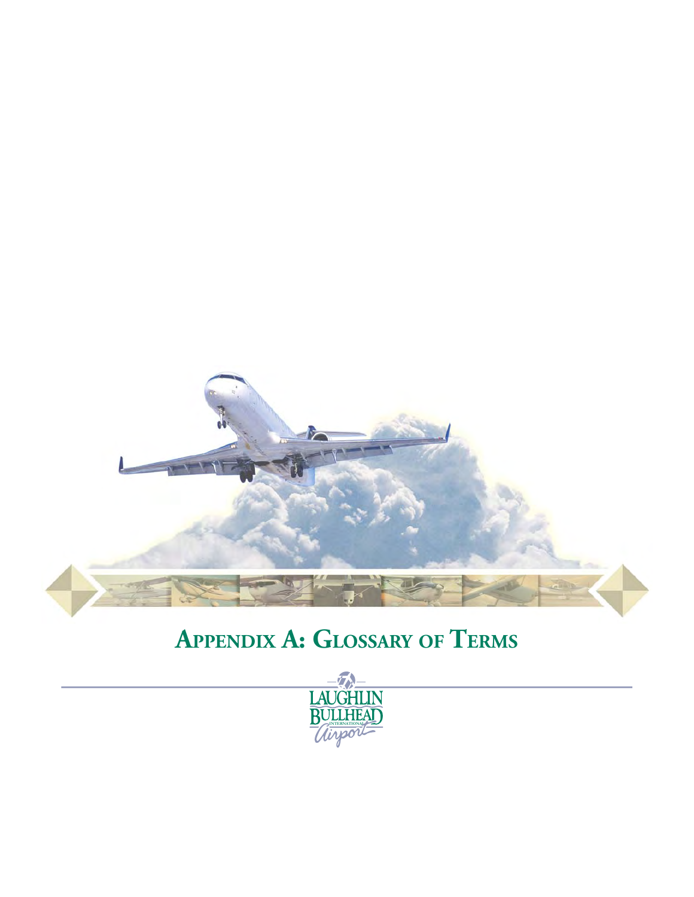# Appendix A: Glossary of Terms

LAUGHLIN BULLHEAD INTERNATIONAL Airport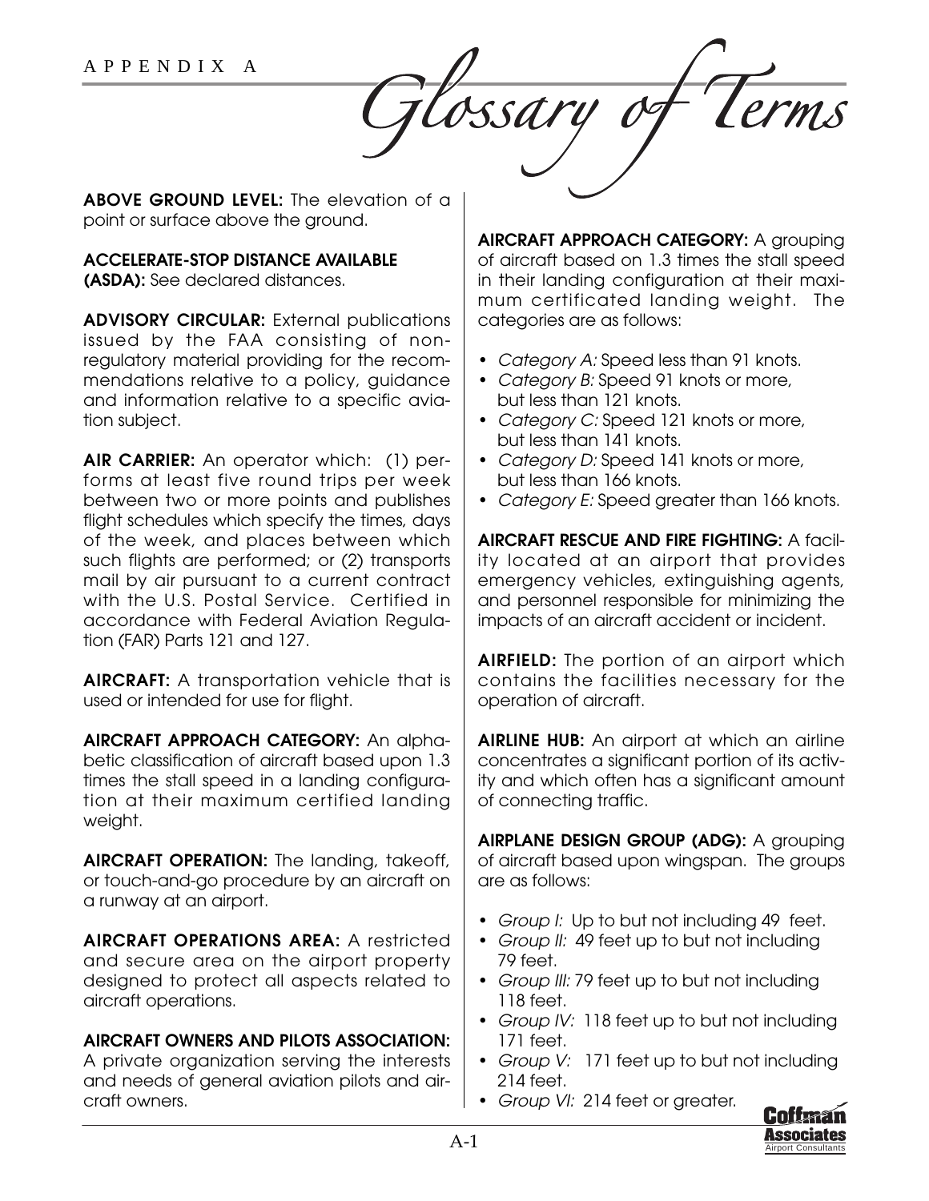APPENDIX A

# Glossary of Terms

**ABOVE GROUND LEVEL:** The elevation of a point or surface above the ground.

**ACCELERATE-STOP DISTANCE AVAILABLE (ASDA):** See declared distances.

**ADVISORY CIRCULAR:** External publications issued by the FAA consisting of nonregulatory material providing for the recommendations relative to a policy, guidance and information relative to a specific aviation subject.

**AIR CARRIER:** An operator which: (1) performs at least five round trips per week between two or more points and publishes flight schedules which specify the times, days of the week, and places between which such flights are performed; or (2) transports mail by air pursuant to a current contract with the U.S. Postal Service. Certified in accordance with Federal Aviation Regulation (FAR) Parts 121 and 127.

**AIRCRAFT:** A transportation vehicle that is used or intended for use for flight.

**AIRCRAFT APPROACH CATEGORY:** An alphabetic classification of aircraft based upon 1.3 times the stall speed in a landing configuration at their maximum certified landing weight.

**AIRCRAFT OPERATION:** The landing, takeoff, or touch-and-go procedure by an aircraft on a runway at an airport.

**AIRCRAFT OPERATIONS AREA:** A restricted and secure area on the airport property designed to protect all aspects related to aircraft operations.

**AIRCRAFT OWNERS AND PILOTS ASSOCIATION:** A private organization serving the interests and needs of general aviation pilots and aircraft owners.

**AIRCRAFT APPROACH CATEGORY:** A grouping of aircraft based on 1.3 times the stall speed in their landing configuration at their maximum certificated landing weight. The categories are as follows:

- *Category A:* Speed less than 91 knots.
- *Category B:* Speed 91 knots or more, but less than 121 knots.
- *Category C:* Speed 121 knots or more, but less than 141 knots.
- *Category D:* Speed 141 knots or more, but less than 166 knots.
- *Category E:* Speed greater than 166 knots.

**AIRCRAFT RESCUE AND FIRE FIGHTING:** A facility located at an airport that provides emergency vehicles, extinguishing agents, and personnel responsible for minimizing the impacts of an aircraft accident or incident.

**AIRFIELD:** The portion of an airport which contains the facilities necessary for the operation of aircraft.

**AIRLINE HUB:** An airport at which an airline concentrates a significant portion of its activity and which often has a significant amount of connecting traffic.

**AIRPLANE DESIGN GROUP (ADG):** A grouping of aircraft based upon wingspan. The groups are as follows:

- *Group I:* Up to but not including 49 feet.
- *Group II:* 49 feet up to but not including 79 feet.
- *Group III:* 79 feet up to but not including 118 feet.
- *Group IV:* 118 feet up to but not including 171 feet.
- *Group V:* 171 feet up to but not including 214 feet.
- *Group VI:* 214 feet or greater.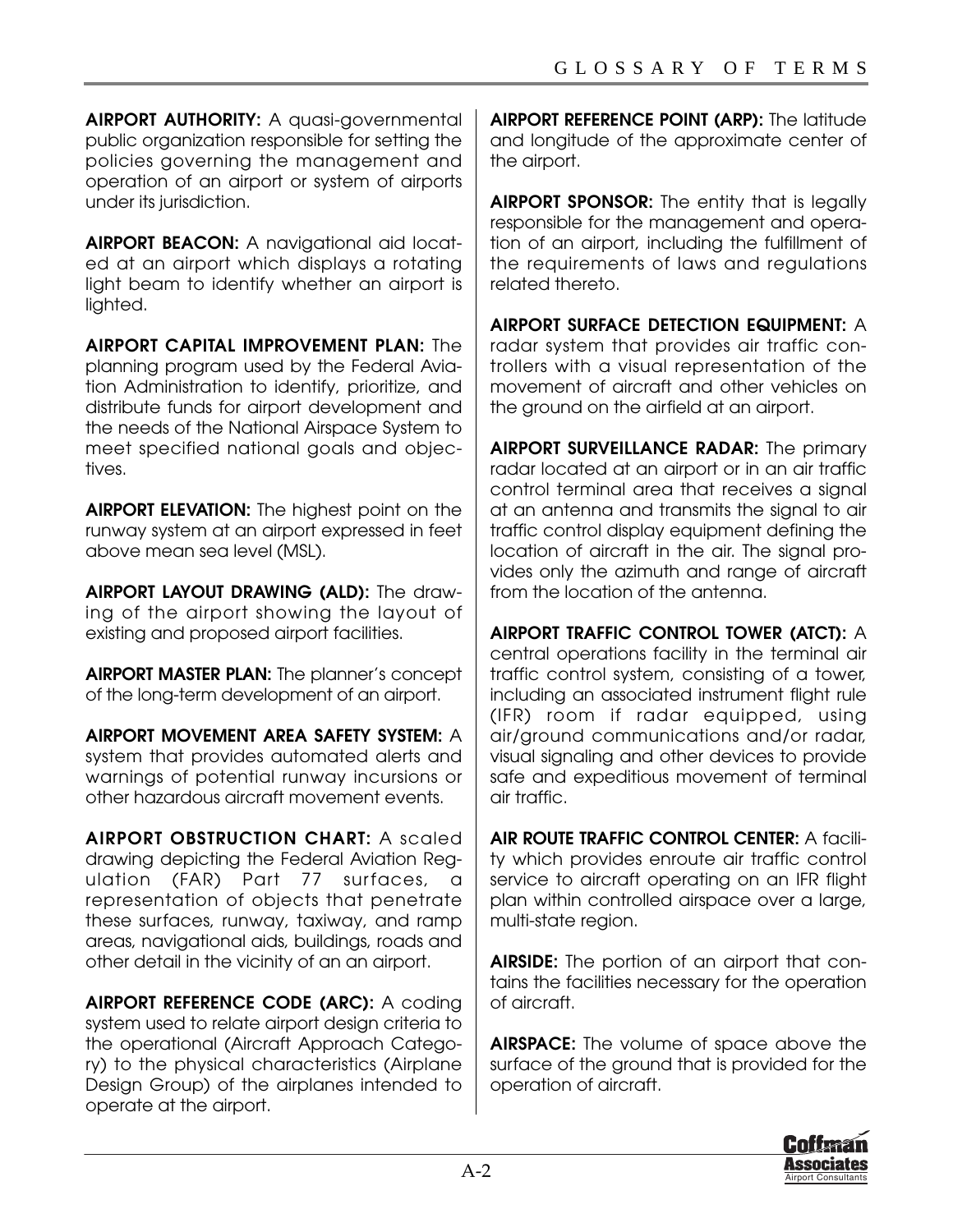**AIRPORT AUTHORITY:** A quasi-governmental public organization responsible for setting the policies governing the management and operation of an airport or system of airports under its jurisdiction.

**AIRPORT BEACON:** A navigational aid located at an airport which displays a rotating light beam to identify whether an airport is lighted.

**AIRPORT CAPITAL IMPROVEMENT PLAN:** The planning program used by the Federal Aviation Administration to identify, prioritize, and distribute funds for airport development and the needs of the National Airspace System to meet specified national goals and objectives.

**AIRPORT ELEVATION:** The highest point on the runway system at an airport expressed in feet above mean sea level (MSL).

**AIRPORT LAYOUT DRAWING (ALD):** The drawing of the airport showing the layout of existing and proposed airport facilities.

**AIRPORT MASTER PLAN:** The planner's concept of the long-term development of an airport.

**AIRPORT MOVEMENT AREA SAFETY SYSTEM:** A system that provides automated alerts and warnings of potential runway incursions or other hazardous aircraft movement events.

**AIRPORT OBSTRUCTION CHART:** A scaled drawing depicting the Federal Aviation Regulation (FAR) Part 77 surfaces, a representation of objects that penetrate these surfaces, runway, taxiway, and ramp areas, navigational aids, buildings, roads and other detail in the vicinity of an an airport.

**AIRPORT REFERENCE CODE (ARC):** A coding system used to relate airport design criteria to the operational (Aircraft Approach Category) to the physical characteristics (Airplane Design Group) of the airplanes intended to operate at the airport.

**AIRPORT REFERENCE POINT (ARP):** The latitude and longitude of the approximate center of the airport.

**AIRPORT SPONSOR:** The entity that is legally responsible for the management and operation of an airport, including the fulfillment of the requirements of laws and regulations related thereto.

**AIRPORT SURFACE DETECTION EQUIPMENT:** A radar system that provides air traffic controllers with a visual representation of the movement of aircraft and other vehicles on the ground on the airfield at an airport.

**AIRPORT SURVEILLANCE RADAR:** The primary radar located at an airport or in an air traffic control terminal area that receives a signal at an antenna and transmits the signal to air traffic control display equipment defining the location of aircraft in the air. The signal provides only the azimuth and range of aircraft from the location of the antenna.

**AIRPORT TRAFFIC CONTROL TOWER (ATCT):** A central operations facility in the terminal air traffic control system, consisting of a tower, including an associated instrument flight rule (IFR) room if radar equipped, using air/ground communications and/or radar, visual signaling and other devices to provide safe and expeditious movement of terminal air traffic.

**AIR ROUTE TRAFFIC CONTROL CENTER:** A facility which provides enroute air traffic control service to aircraft operating on an IFR flight plan within controlled airspace over a large, multi-state region.

**AIRSIDE:** The portion of an airport that contains the facilities necessary for the operation of aircraft.

**AIRSPACE:** The volume of space above the surface of the ground that is provided for the operation of aircraft.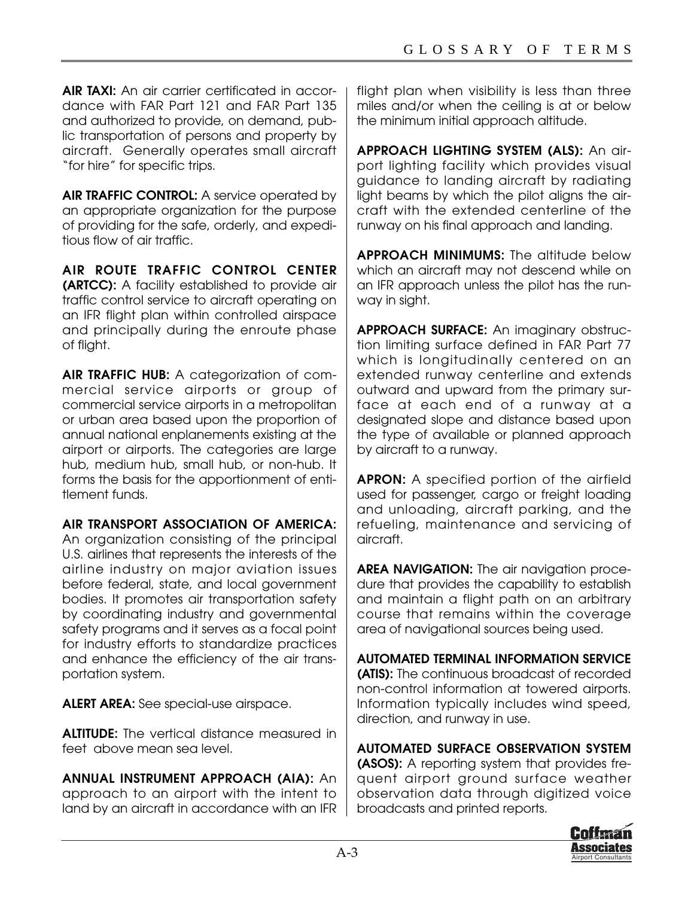**AIR TAXI:** An air carrier certificated in accordance with FAR Part 121 and FAR Part 135 and authorized to provide, on demand, public transportation of persons and property by aircraft. Generally operates small aircraft "for hire" for specific trips.

**AIR TRAFFIC CONTROL:** A service operated by an appropriate organization for the purpose of providing for the safe, orderly, and expeditious flow of air traffic.

**AIR ROUTE TRAFFIC CONTROL CENTER (ARTCC):** A facility established to provide air traffic control service to aircraft operating on an IFR flight plan within controlled airspace and principally during the enroute phase of flight.

**AIR TRAFFIC HUB:** A categorization of commercial service airports or group of commercial service airports in a metropolitan or urban area based upon the proportion of annual national enplanements existing at the airport or airports. The categories are large hub, medium hub, small hub, or non-hub. It forms the basis for the apportionment of entitlement funds.

**AIR TRANSPORT ASSOCIATION OF AMERICA:** An organization consisting of the principal U.S. airlines that represents the interests of the airline industry on major aviation issues before federal, state, and local government bodies. It promotes air transportation safety by coordinating industry and governmental safety programs and it serves as a focal point for industry efforts to standardize practices and enhance the efficiency of the air transportation system.

**ALERT AREA:** See special-use airspace.

**ALTITUDE:** The vertical distance measured in feet above mean sea level.

**ANNUAL INSTRUMENT APPROACH (AIA):** An approach to an airport with the intent to land by an aircraft in accordance with an IFR flight plan when visibility is less than three miles and/or when the ceiling is at or below the minimum initial approach altitude.

**APPROACH LIGHTING SYSTEM (ALS):** An airport lighting facility which provides visual guidance to landing aircraft by radiating light beams by which the pilot aligns the aircraft with the extended centerline of the runway on his final approach and landing.

**APPROACH MINIMUMS:** The altitude below which an aircraft may not descend while on an IFR approach unless the pilot has the runway in sight.

**APPROACH SURFACE:** An imaginary obstruction limiting surface defined in FAR Part 77 which is longitudinally centered on an extended runway centerline and extends outward and upward from the primary surface at each end of a runway at a designated slope and distance based upon the type of available or planned approach by aircraft to a runway.

**APRON:** A specified portion of the airfield used for passenger, cargo or freight loading and unloading, aircraft parking, and the refueling, maintenance and servicing of aircraft.

**AREA NAVIGATION:** The air navigation procedure that provides the capability to establish and maintain a flight path on an arbitrary course that remains within the coverage area of navigational sources being used.

**AUTOMATED TERMINAL INFORMATION SERVICE (ATIS):** The continuous broadcast of recorded non-control information at towered airports. Information typically includes wind speed, direction, and runway in use.

**AUTOMATED SURFACE OBSERVATION SYSTEM (ASOS):** A reporting system that provides frequent airport ground surface weather observation data through digitized voice broadcasts and printed reports.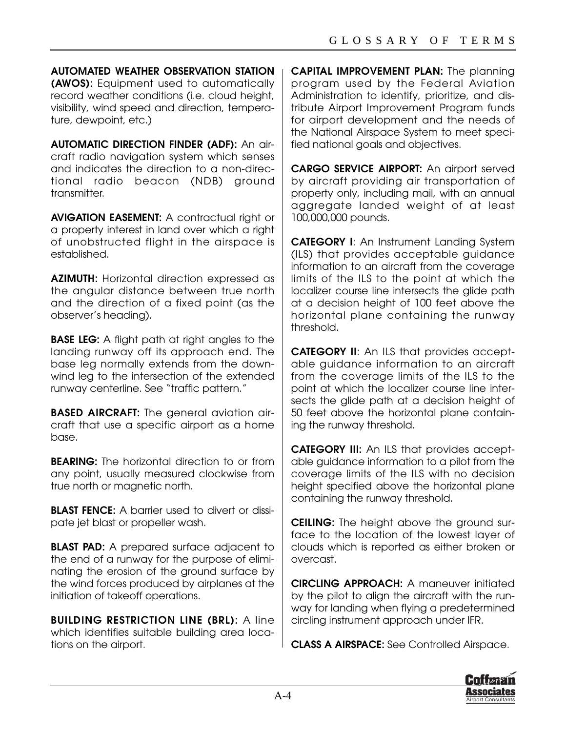**AUTOMATED WEATHER OBSERVATION STATION (AWOS):** Equipment used to automatically record weather conditions (i.e. cloud height, visibility, wind speed and direction, temperature, dewpoint, etc.)

**AUTOMATIC DIRECTION FINDER (ADF):** An aircraft radio navigation system which senses and indicates the direction to a non-directional radio beacon (NDB) ground transmitter.

**AVIGATION EASEMENT:** A contractual right or a property interest in land over which a right of unobstructed flight in the airspace is established.

**AZIMUTH:** Horizontal direction expressed as the angular distance between true north and the direction of a fixed point (as the observer's heading).

**BASE LEG:** A flight path at right angles to the landing runway off its approach end. The base leg normally extends from the downwind leg to the intersection of the extended runway centerline. See "traffic pattern."

**BASED AIRCRAFT:** The general aviation aircraft that use a specific airport as a home base.

**BEARING:** The horizontal direction to or from any point, usually measured clockwise from true north or magnetic north.

**BLAST FENCE:** A barrier used to divert or dissipate jet blast or propeller wash.

**BLAST PAD:** A prepared surface adjacent to the end of a runway for the purpose of eliminating the erosion of the ground surface by the wind forces produced by airplanes at the initiation of takeoff operations.

**BUILDING RESTRICTION LINE (BRL):** A line which identifies suitable building area locations on the airport.

**CAPITAL IMPROVEMENT PLAN:** The planning program used by the Federal Aviation Administration to identify, prioritize, and distribute Airport Improvement Program funds for airport development and the needs of the National Airspace System to meet specified national goals and objectives.

**CARGO SERVICE AIRPORT:** An airport served by aircraft providing air transportation of property only, including mail, with an annual aggregate landed weight of at least 100,000,000 pounds.

**CATEGORY I**: An Instrument Landing System (ILS) that provides acceptable guidance information to an aircraft from the coverage limits of the ILS to the point at which the localizer course line intersects the glide path at a decision height of 100 feet above the horizontal plane containing the runway threshold.

**CATEGORY II**: An ILS that provides acceptable guidance information to an aircraft from the coverage limits of the ILS to the point at which the localizer course line intersects the glide path at a decision height of 50 feet above the horizontal plane containing the runway threshold.

**CATEGORY III:** An ILS that provides acceptable guidance information to a pilot from the coverage limits of the ILS with no decision height specified above the horizontal plane containing the runway threshold.

**CEILING:** The height above the ground surface to the location of the lowest layer of clouds which is reported as either broken or overcast.

**CIRCLING APPROACH:** A maneuver initiated by the pilot to align the aircraft with the runway for landing when flying a predetermined circling instrument approach under IFR.

**CLASS A AIRSPACE:** See Controlled Airspace.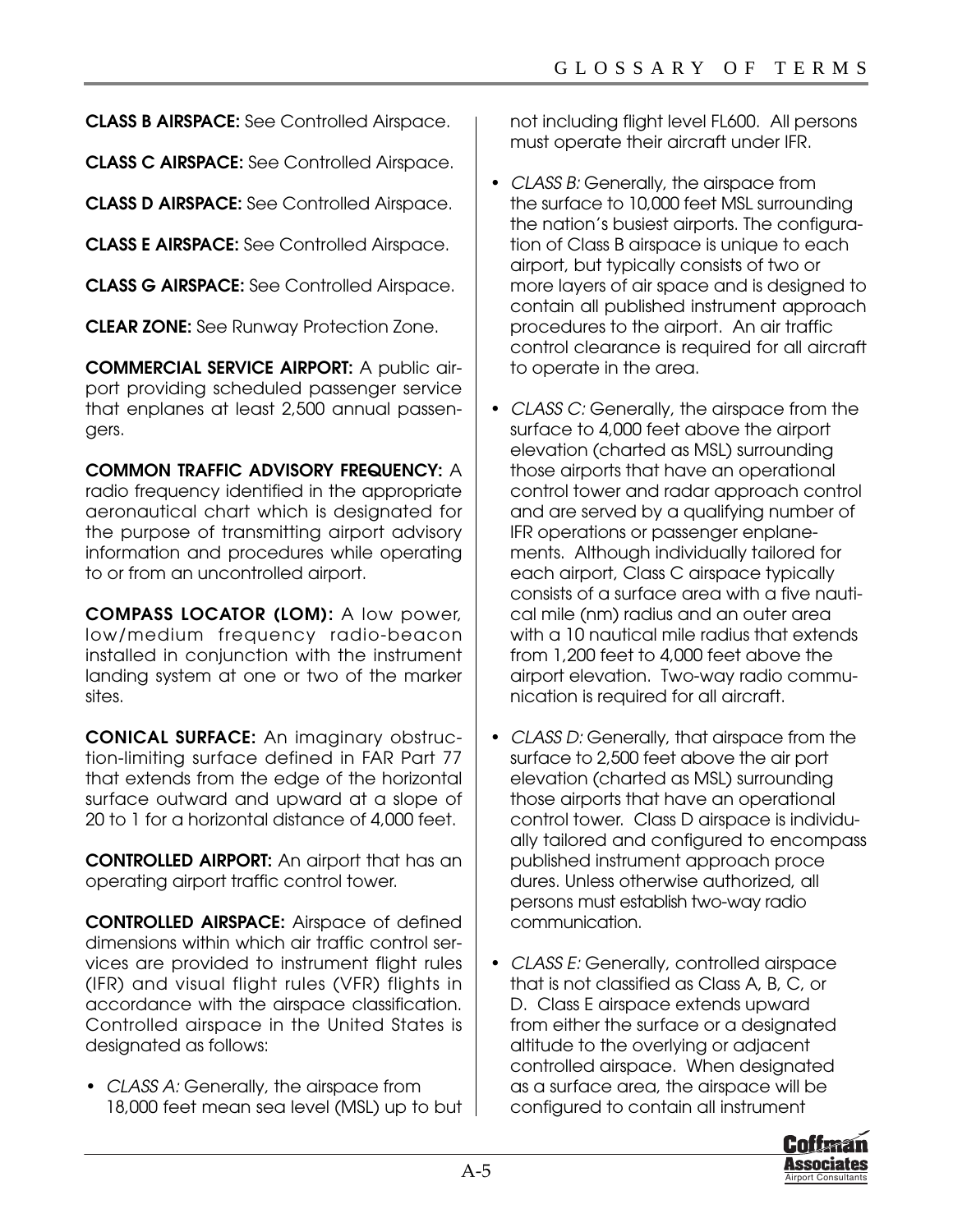**CLASS B AIRSPACE:** See Controlled Airspace.

**CLASS C AIRSPACE:** See Controlled Airspace.

**CLASS D AIRSPACE:** See Controlled Airspace.

**CLASS E AIRSPACE:** See Controlled Airspace.

**CLASS G AIRSPACE:** See Controlled Airspace.

**CLEAR ZONE:** See Runway Protection Zone.

**COMMERCIAL SERVICE AIRPORT:** A public airport providing scheduled passenger service that enplanes at least 2,500 annual passengers.

**COMMON TRAFFIC ADVISORY FREQUENCY:** A radio frequency identified in the appropriate aeronautical chart which is designated for the purpose of transmitting airport advisory information and procedures while operating to or from an uncontrolled airport.

**COMPASS LOCATOR (LOM):** A low power, low/medium frequency radio-beacon installed in conjunction with the instrument landing system at one or two of the marker sites.

**CONICAL SURFACE:** An imaginary obstruction-limiting surface defined in FAR Part 77 that extends from the edge of the horizontal surface outward and upward at a slope of 20 to 1 for a horizontal distance of 4,000 feet.

**CONTROLLED AIRPORT:** An airport that has an operating airport traffic control tower.

**CONTROLLED AIRSPACE:** Airspace of defined dimensions within which air traffic control services are provided to instrument flight rules (IFR) and visual flight rules (VFR) flights in accordance with the airspace classification. Controlled airspace in the United States is designated as follows:

- *CLASS A:* Generally, the airspace from 18,000 feet mean sea level (MSL) up to but not including flight level FL600. All persons must operate their aircraft under IFR.
- *CLASS B:* Generally, the airspace from the surface to 10,000 feet MSL surrounding the nation's busiest airports. The configuration of Class B airspace is unique to each airport, but typically consists of two or more layers of air space and is designed to contain all published instrument approach procedures to the airport. An air traffic control clearance is required for all aircraft to operate in the area.
- *CLASS C:* Generally, the airspace from the surface to 4,000 feet above the airport elevation (charted as MSL) surrounding those airports that have an operational control tower and radar approach control and are served by a qualifying number of IFR operations or passenger enplanements. Although individually tailored for each airport, Class C airspace typically consists of a surface area with a five nautical mile (nm) radius and an outer area with a 10 nautical mile radius that extends from 1,200 feet to 4,000 feet above the airport elevation. Two-way radio communication is required for all aircraft.
- *CLASS D:* Generally, that airspace from the surface to 2,500 feet above the air port elevation (charted as MSL) surrounding those airports that have an operational control tower. Class D airspace is individually tailored and configured to encompass published instrument approach proce dures. Unless otherwise authorized, all persons must establish two-way radio communication.
- *CLASS E:* Generally, controlled airspace that is not classified as Class A, B, C, or D. Class E airspace extends upward from either the surface or a designated altitude to the overlying or adjacent controlled airspace. When designated as a surface area, the airspace will be configured to contain all instrument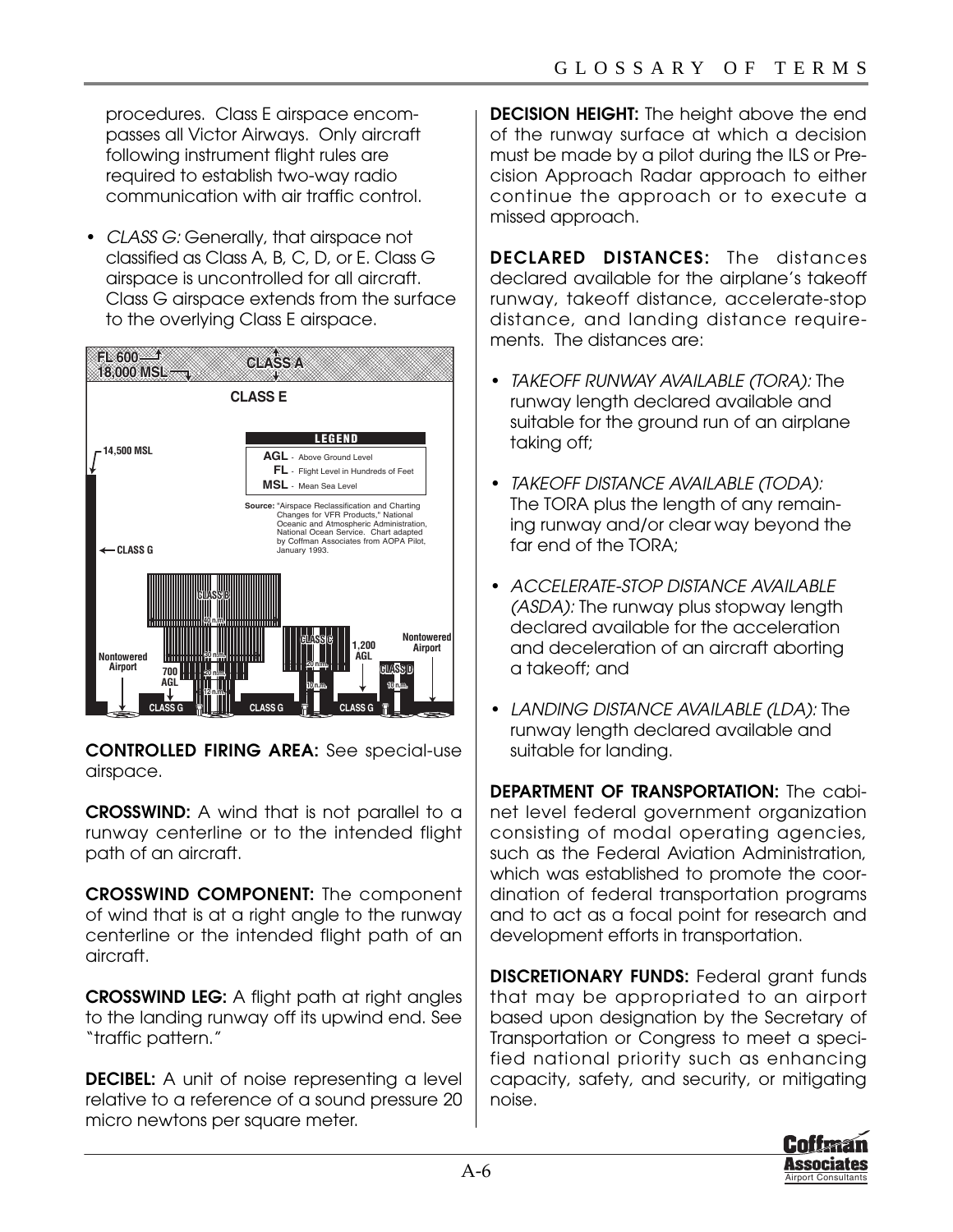procedures. Class E airspace encompasses all Victor Airways. Only aircraft following instrument flight rules are required to establish two-way radio communication with air traffic control.

- *CLASS G:* Generally, that airspace not classified as Class A, B, C, D, or E. Class G airspace is uncontrolled for all aircraft. Class G airspace extends from the surface to the overlying Class E airspace.

**LEGEND**

- **AGL** - Above Ground Level
- **FL** - Flight Level in Hundreds of Feet
- **MSL** - Mean Sea Level

**Source:** "Airspace Reclassification and Charting Changes for VFR Products," National Oceanic and Atmospheric Administration, National Ocean Service. Chart adapted by Coffman Associates from AOPA Pilot, January 1993.

**CONTROLLED FIRING AREA:** See special-use airspace.

**CROSSWIND:** A wind that is not parallel to a runway centerline or to the intended flight path of an aircraft.

**CROSSWIND COMPONENT:** The component of wind that is at a right angle to the runway centerline or the intended flight path of an aircraft.

**CROSSWIND LEG:** A flight path at right angles to the landing runway off its upwind end. See "traffic pattern."

**DECIBEL:** A unit of noise representing a level relative to a reference of a sound pressure 20 micro newtons per square meter.

**DECISION HEIGHT:** The height above the end of the runway surface at which a decision must be made by a pilot during the ILS or Precision Approach Radar approach to either continue the approach or to execute a missed approach.

**DECLARED DISTANCES:** The distances declared available for the airplane's takeoff runway, takeoff distance, accelerate-stop distance, and landing distance requirements. The distances are:

- *TAKEOFF RUNWAY AVAILABLE (TORA):* The runway length declared available and suitable for the ground run of an airplane taking off;
- *TAKEOFF DISTANCE AVAILABLE (TODA):* The TORA plus the length of any remaining runway and/or clear way beyond the far end of the TORA;
- *ACCELERATE-STOP DISTANCE AVAILABLE (ASDA):* The runway plus stopway length declared available for the acceleration and deceleration of an aircraft aborting a takeoff; and
- *LANDING DISTANCE AVAILABLE (LDA):* The runway length declared available and suitable for landing.

**DEPARTMENT OF TRANSPORTATION:** The cabinet level federal government organization consisting of modal operating agencies, such as the Federal Aviation Administration, which was established to promote the coordination of federal transportation programs and to act as a focal point for research and development efforts in transportation.

**DISCRETIONARY FUNDS:** Federal grant funds that may be appropriated to an airport based upon designation by the Secretary of Transportation or Congress to meet a specified national priority such as enhancing capacity, safety, and security, or mitigating noise.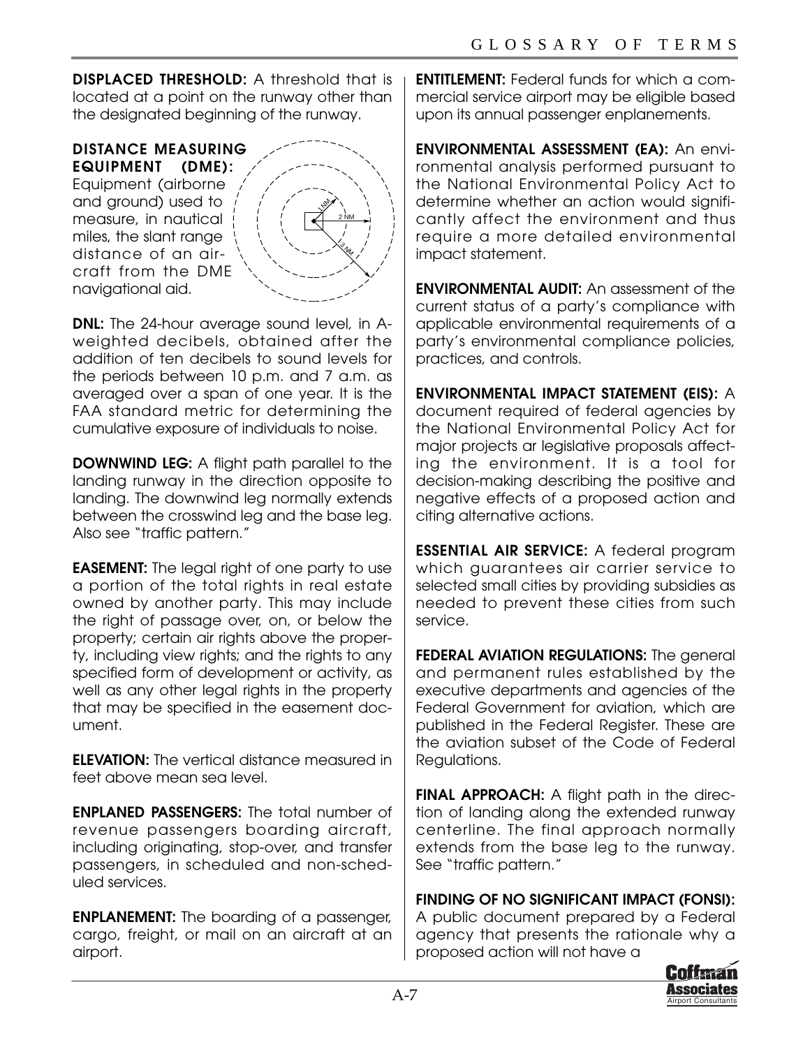**DISPLACED THRESHOLD:** A threshold that is located at a point on the runway other than the designated beginning of the runway.

**DISTANCE MEASURING EQUIPMENT (DME):** Equipment (airborne and ground) used to measure, in nautical miles, the slant range distance of an aircraft from the DME navigational aid.

**DNL:** The 24-hour average sound level, in A-weighted decibels, obtained after the addition of ten decibels to sound levels for the periods between 10 p.m. and 7 a.m. as averaged over a span of one year. It is the FAA standard metric for determining the cumulative exposure of individuals to noise.

**DOWNWIND LEG:** A flight path parallel to the landing runway in the direction opposite to landing. The downwind leg normally extends between the crosswind leg and the base leg. Also see "traffic pattern."

**EASEMENT:** The legal right of one party to use a portion of the total rights in real estate owned by another party. This may include the right of passage over, on, or below the property; certain air rights above the property, including view rights; and the rights to any specified form of development or activity, as well as any other legal rights in the property that may be specified in the easement document.

**ELEVATION:** The vertical distance measured in feet above mean sea level.

**ENPLANED PASSENGERS:** The total number of revenue passengers boarding aircraft, including originating, stop-over, and transfer passengers, in scheduled and non-scheduled services.

**ENPLANEMENT:** The boarding of a passenger, cargo, freight, or mail on an aircraft at an airport.

**ENTITLEMENT:** Federal funds for which a commercial service airport may be eligible based upon its annual passenger enplanements.

**ENVIRONMENTAL ASSESSMENT (EA):** An environmental analysis performed pursuant to the National Environmental Policy Act to determine whether an action would significantly affect the environment and thus require a more detailed environmental impact statement.

**ENVIRONMENTAL AUDIT:** An assessment of the current status of a party's compliance with applicable environmental requirements of a party's environmental compliance policies, practices, and controls.

**ENVIRONMENTAL IMPACT STATEMENT (EIS):** A document required of federal agencies by the National Environmental Policy Act for major projects ar legislative proposals affecting the environment. It is a tool for decision-making describing the positive and negative effects of a proposed action and citing alternative actions.

**ESSENTIAL AIR SERVICE:** A federal program which guarantees air carrier service to selected small cities by providing subsidies as needed to prevent these cities from such service.

**FEDERAL AVIATION REGULATIONS:** The general and permanent rules established by the executive departments and agencies of the Federal Government for aviation, which are published in the Federal Register. These are the aviation subset of the Code of Federal Regulations.

**FINAL APPROACH:** A flight path in the direction of landing along the extended runway centerline. The final approach normally extends from the base leg to the runway. See "traffic pattern."

**FINDING OF NO SIGNIFICANT IMPACT (FONSI):** A public document prepared by a Federal agency that presents the rationale why a proposed action will not have a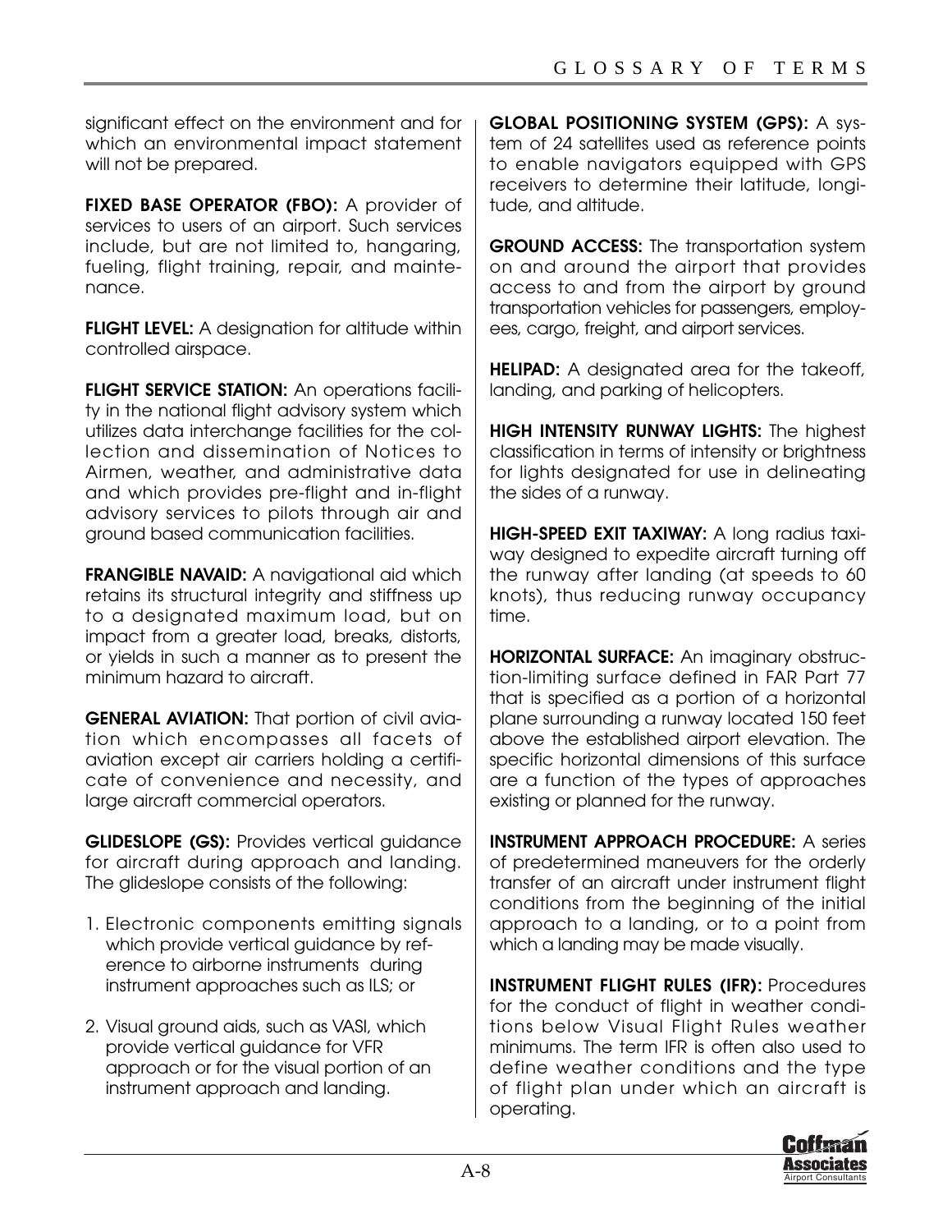significant effect on the environment and for which an environmental impact statement will not be prepared.

**FIXED BASE OPERATOR (FBO):** A provider of services to users of an airport. Such services include, but are not limited to, hangaring, fueling, flight training, repair, and maintenance.

**FLIGHT LEVEL:** A designation for altitude within controlled airspace.

**FLIGHT SERVICE STATION:** An operations facility in the national flight advisory system which utilizes data interchange facilities for the collection and dissemination of Notices to Airmen, weather, and administrative data and which provides pre-flight and in-flight advisory services to pilots through air and ground based communication facilities.

**FRANGIBLE NAVAID:** A navigational aid which retains its structural integrity and stiffness up to a designated maximum load, but on impact from a greater load, breaks, distorts, or yields in such a manner as to present the minimum hazard to aircraft.

**GENERAL AVIATION:** That portion of civil aviation which encompasses all facets of aviation except air carriers holding a certificate of convenience and necessity, and large aircraft commercial operators.

**GLIDESLOPE (GS):** Provides vertical guidance for aircraft during approach and landing. The glideslope consists of the following:

1. Electronic components emitting signals which provide vertical guidance by reference to airborne instruments during instrument approaches such as ILS; or
2. Visual ground aids, such as VASI, which provide vertical guidance for VFR approach or for the visual portion of an instrument approach and landing.

**GLOBAL POSITIONING SYSTEM (GPS):** A system of 24 satellites used as reference points to enable navigators equipped with GPS receivers to determine their latitude, longitude, and altitude.

**GROUND ACCESS:** The transportation system on and around the airport that provides access to and from the airport by ground transportation vehicles for passengers, employees, cargo, freight, and airport services.

**HELIPAD:** A designated area for the takeoff, landing, and parking of helicopters.

**HIGH INTENSITY RUNWAY LIGHTS:** The highest classification in terms of intensity or brightness for lights designated for use in delineating the sides of a runway.

**HIGH-SPEED EXIT TAXIWAY:** A long radius taxiway designed to expedite aircraft turning off the runway after landing (at speeds to 60 knots), thus reducing runway occupancy time.

**HORIZONTAL SURFACE:** An imaginary obstruction-limiting surface defined in FAR Part 77 that is specified as a portion of a horizontal plane surrounding a runway located 150 feet above the established airport elevation. The specific horizontal dimensions of this surface are a function of the types of approaches existing or planned for the runway.

**INSTRUMENT APPROACH PROCEDURE:** A series of predetermined maneuvers for the orderly transfer of an aircraft under instrument flight conditions from the beginning of the initial approach to a landing, or to a point from which a landing may be made visually.

**INSTRUMENT FLIGHT RULES (IFR):** Procedures for the conduct of flight in weather conditions below Visual Flight Rules weather minimums. The term IFR is often also used to define weather conditions and the type of flight plan under which an aircraft is operating.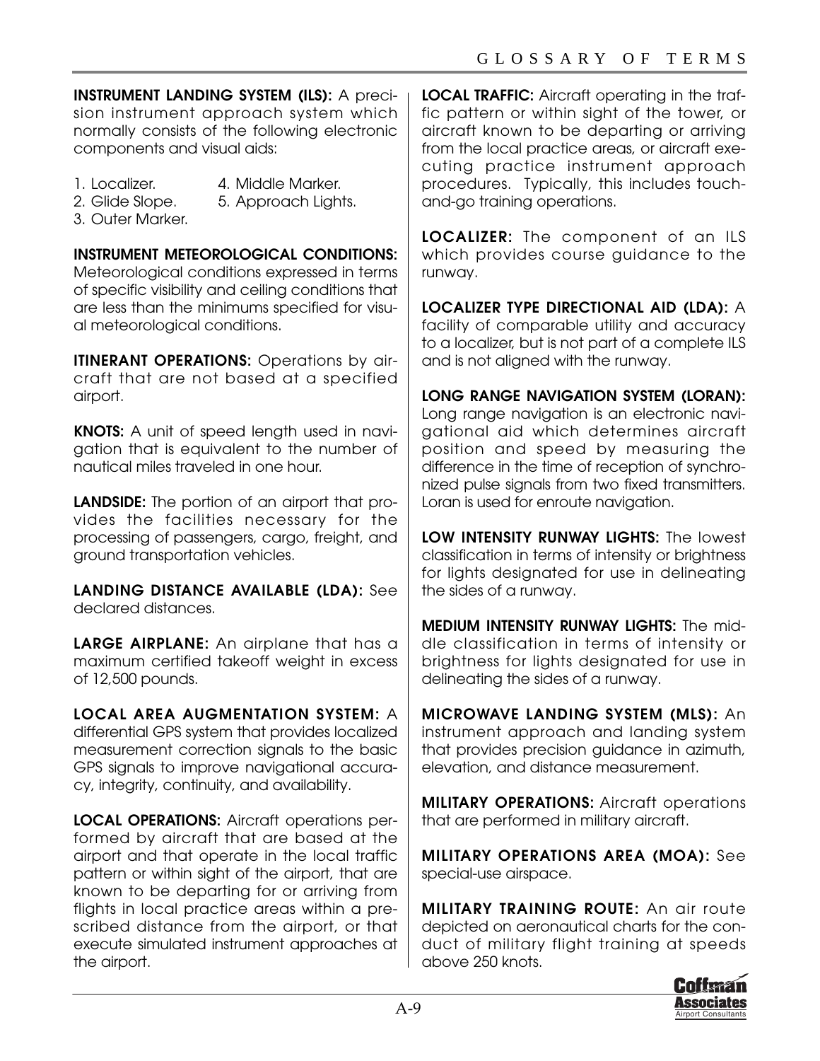**INSTRUMENT LANDING SYSTEM (ILS):** A precision instrument approach system which normally consists of the following electronic components and visual aids:

1. Localizer.
2. Glide Slope.
3. Outer Marker.
4. Middle Marker.
5. Approach Lights.

**INSTRUMENT METEOROLOGICAL CONDITIONS:** Meteorological conditions expressed in terms of specific visibility and ceiling conditions that are less than the minimums specified for visual meteorological conditions.

**ITINERANT OPERATIONS:** Operations by aircraft that are not based at a specified airport.

**KNOTS:** A unit of speed length used in navigation that is equivalent to the number of nautical miles traveled in one hour.

**LANDSIDE:** The portion of an airport that provides the facilities necessary for the processing of passengers, cargo, freight, and ground transportation vehicles.

**LANDING DISTANCE AVAILABLE (LDA):** See declared distances.

**LARGE AIRPLANE:** An airplane that has a maximum certified takeoff weight in excess of 12,500 pounds.

**LOCAL AREA AUGMENTATION SYSTEM:** A differential GPS system that provides localized measurement correction signals to the basic GPS signals to improve navigational accuracy, integrity, continuity, and availability.

**LOCAL OPERATIONS:** Aircraft operations performed by aircraft that are based at the airport and that operate in the local traffic pattern or within sight of the airport, that are known to be departing for or arriving from flights in local practice areas within a prescribed distance from the airport, or that execute simulated instrument approaches at the airport.

**LOCAL TRAFFIC:** Aircraft operating in the traffic pattern or within sight of the tower, or aircraft known to be departing or arriving from the local practice areas, or aircraft executing practice instrument approach procedures. Typically, this includes touch-and-go training operations.

**LOCALIZER:** The component of an ILS which provides course guidance to the runway.

**LOCALIZER TYPE DIRECTIONAL AID (LDA):** A facility of comparable utility and accuracy to a localizer, but is not part of a complete ILS and is not aligned with the runway.

**LONG RANGE NAVIGATION SYSTEM (LORAN):** Long range navigation is an electronic navigational aid which determines aircraft position and speed by measuring the difference in the time of reception of synchronized pulse signals from two fixed transmitters. Loran is used for enroute navigation.

**LOW INTENSITY RUNWAY LIGHTS:** The lowest classification in terms of intensity or brightness for lights designated for use in delineating the sides of a runway.

**MEDIUM INTENSITY RUNWAY LIGHTS:** The middle classification in terms of intensity or brightness for lights designated for use in delineating the sides of a runway.

**MICROWAVE LANDING SYSTEM (MLS):** An instrument approach and landing system that provides precision guidance in azimuth, elevation, and distance measurement.

**MILITARY OPERATIONS:** Aircraft operations that are performed in military aircraft.

**MILITARY OPERATIONS AREA (MOA):** See special-use airspace.

**MILITARY TRAINING ROUTE:** An air route depicted on aeronautical charts for the conduct of military flight training at speeds above 250 knots.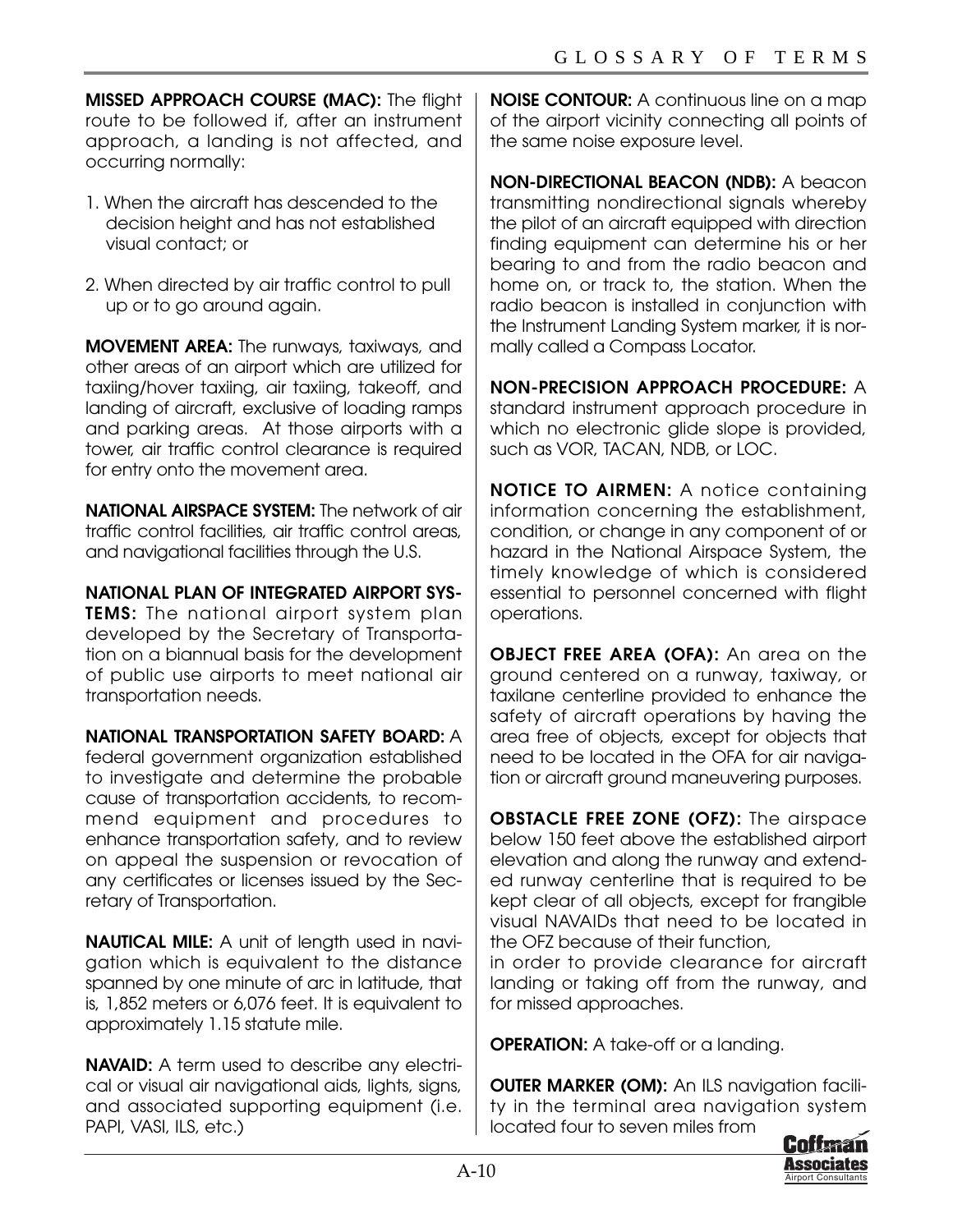**MISSED APPROACH COURSE (MAC):** The flight route to be followed if, after an instrument approach, a landing is not affected, and occurring normally:

1. When the aircraft has descended to the decision height and has not established visual contact; or

2. When directed by air traffic control to pull up or to go around again.

**MOVEMENT AREA:** The runways, taxiways, and other areas of an airport which are utilized for taxiing/hover taxiing, air taxiing, takeoff, and landing of aircraft, exclusive of loading ramps and parking areas. At those airports with a tower, air traffic control clearance is required for entry onto the movement area.

**NATIONAL AIRSPACE SYSTEM:** The network of air traffic control facilities, air traffic control areas, and navigational facilities through the U.S.

**NATIONAL PLAN OF INTEGRATED AIRPORT SYSTEMS:** The national airport system plan developed by the Secretary of Transportation on a biannual basis for the development of public use airports to meet national air transportation needs.

**NATIONAL TRANSPORTATION SAFETY BOARD:** A federal government organization established to investigate and determine the probable cause of transportation accidents, to recommend equipment and procedures to enhance transportation safety, and to review on appeal the suspension or revocation of any certificates or licenses issued by the Secretary of Transportation.

**NAUTICAL MILE:** A unit of length used in navigation which is equivalent to the distance spanned by one minute of arc in latitude, that is, 1,852 meters or 6,076 feet. It is equivalent to approximately 1.15 statute mile.

**NAVAID:** A term used to describe any electrical or visual air navigational aids, lights, signs, and associated supporting equipment (i.e. PAPI, VASI, ILS, etc.)

**NOISE CONTOUR:** A continuous line on a map of the airport vicinity connecting all points of the same noise exposure level.

**NON-DIRECTIONAL BEACON (NDB):** A beacon transmitting nondirectional signals whereby the pilot of an aircraft equipped with direction finding equipment can determine his or her bearing to and from the radio beacon and home on, or track to, the station. When the radio beacon is installed in conjunction with the Instrument Landing System marker, it is normally called a Compass Locator.

**NON-PRECISION APPROACH PROCEDURE:** A standard instrument approach procedure in which no electronic glide slope is provided, such as VOR, TACAN, NDB, or LOC.

**NOTICE TO AIRMEN:** A notice containing information concerning the establishment, condition, or change in any component of or hazard in the National Airspace System, the timely knowledge of which is considered essential to personnel concerned with flight operations.

**OBJECT FREE AREA (OFA):** An area on the ground centered on a runway, taxiway, or taxilane centerline provided to enhance the safety of aircraft operations by having the area free of objects, except for objects that need to be located in the OFA for air navigation or aircraft ground maneuvering purposes.

**OBSTACLE FREE ZONE (OFZ):** The airspace below 150 feet above the established airport elevation and along the runway and extended runway centerline that is required to be kept clear of all objects, except for frangible visual NAVAIDs that need to be located in the OFZ because of their function, in order to provide clearance for aircraft landing or taking off from the runway, and for missed approaches.

**OPERATION:** A take-off or a landing.

**OUTER MARKER (OM):** An ILS navigation facility in the terminal area navigation system located four to seven miles from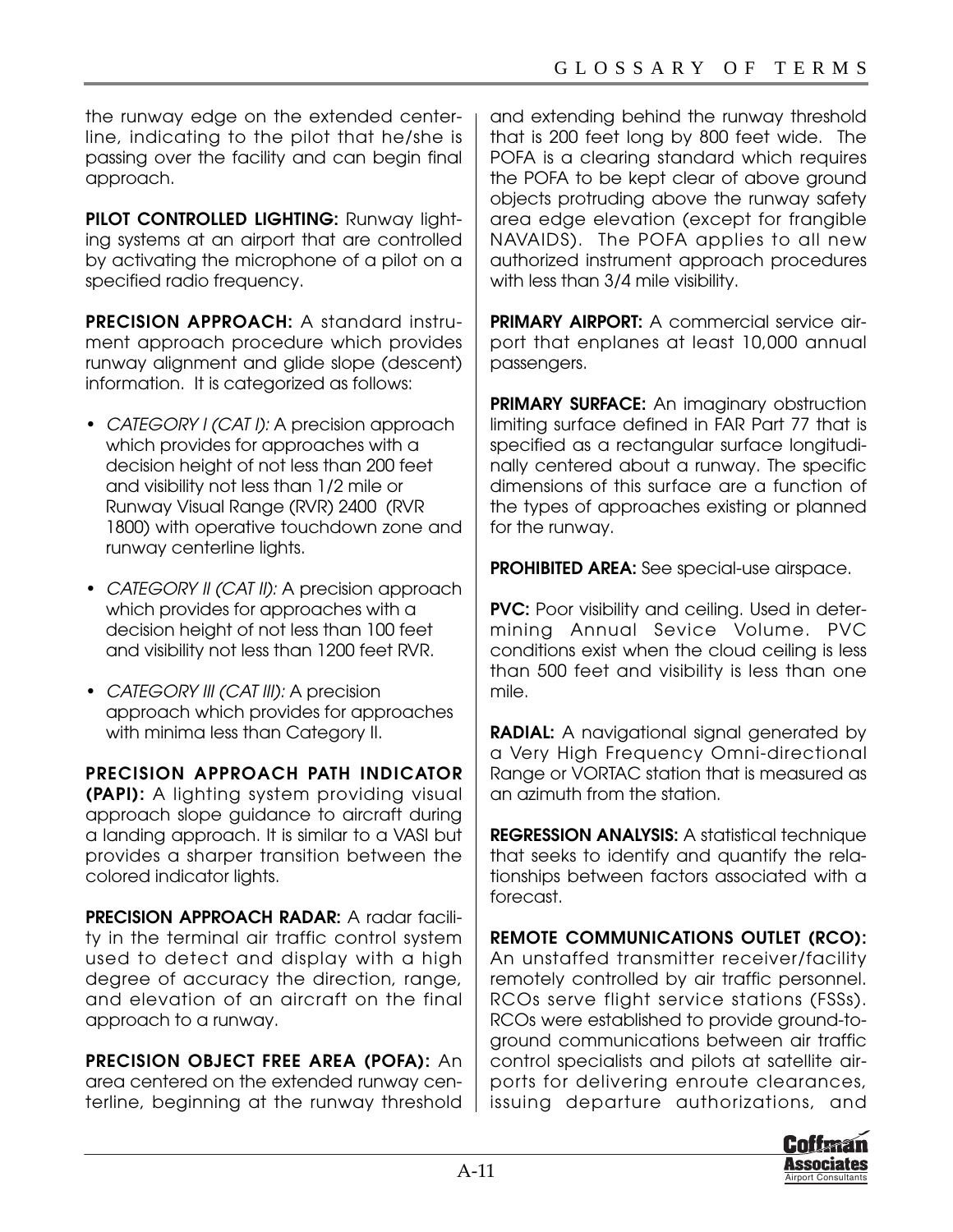the runway edge on the extended centerline, indicating to the pilot that he/she is passing over the facility and can begin final approach.

**PILOT CONTROLLED LIGHTING:** Runway lighting systems at an airport that are controlled by activating the microphone of a pilot on a specified radio frequency.

**PRECISION APPROACH:** A standard instrument approach procedure which provides runway alignment and glide slope (descent) information. It is categorized as follows:

- *CATEGORY I (CAT I):* A precision approach which provides for approaches with a decision height of not less than 200 feet and visibility not less than 1/2 mile or Runway Visual Range (RVR) 2400 (RVR 1800) with operative touchdown zone and runway centerline lights.
- *CATEGORY II (CAT II):* A precision approach which provides for approaches with a decision height of not less than 100 feet and visibility not less than 1200 feet RVR.
- *CATEGORY III (CAT III):* A precision approach which provides for approaches with minima less than Category II.

**PRECISION APPROACH PATH INDICATOR (PAPI):** A lighting system providing visual approach slope guidance to aircraft during a landing approach. It is similar to a VASI but provides a sharper transition between the colored indicator lights.

**PRECISION APPROACH RADAR:** A radar facility in the terminal air traffic control system used to detect and display with a high degree of accuracy the direction, range, and elevation of an aircraft on the final approach to a runway.

**PRECISION OBJECT FREE AREA (POFA):** An area centered on the extended runway centerline, beginning at the runway threshold and extending behind the runway threshold that is 200 feet long by 800 feet wide. The POFA is a clearing standard which requires the POFA to be kept clear of above ground objects protruding above the runway safety area edge elevation (except for frangible NAVAIDS). The POFA applies to all new authorized instrument approach procedures with less than 3/4 mile visibility.

**PRIMARY AIRPORT:** A commercial service airport that enplanes at least 10,000 annual passengers.

**PRIMARY SURFACE:** An imaginary obstruction limiting surface defined in FAR Part 77 that is specified as a rectangular surface longitudinally centered about a runway. The specific dimensions of this surface are a function of the types of approaches existing or planned for the runway.

**PROHIBITED AREA:** See special-use airspace.

**PVC:** Poor visibility and ceiling. Used in determining Annual Sevice Volume. PVC conditions exist when the cloud ceiling is less than 500 feet and visibility is less than one mile.

**RADIAL:** A navigational signal generated by a Very High Frequency Omni-directional Range or VORTAC station that is measured as an azimuth from the station.

**REGRESSION ANALYSIS:** A statistical technique that seeks to identify and quantify the relationships between factors associated with a forecast.

**REMOTE COMMUNICATIONS OUTLET (RCO):** An unstaffed transmitter receiver/facility remotely controlled by air traffic personnel. RCOs serve flight service stations (FSSs). RCOs were established to provide ground-to-ground communications between air traffic control specialists and pilots at satellite airports for delivering enroute clearances, issuing departure authorizations, and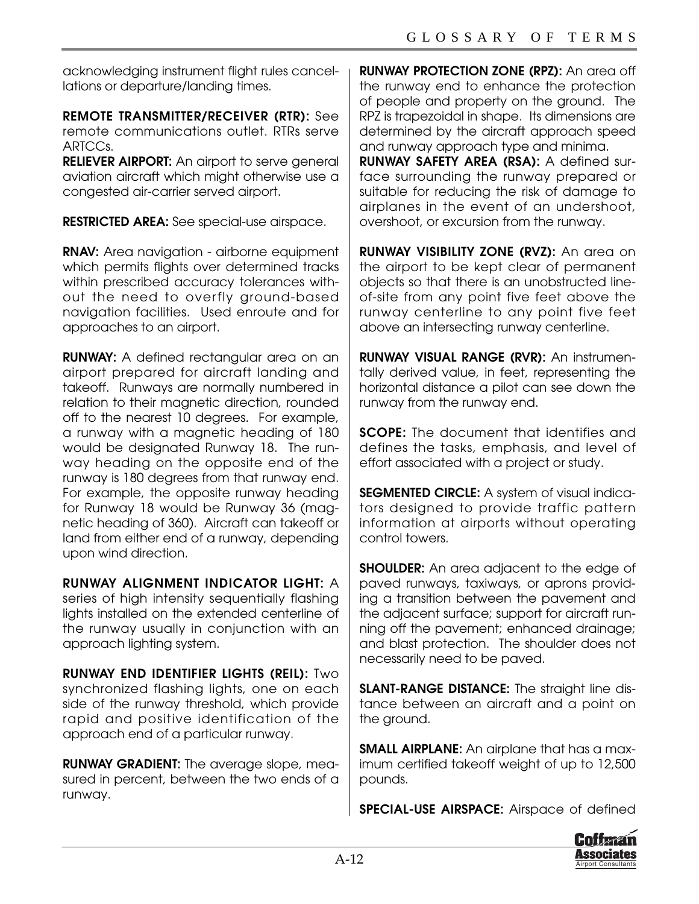acknowledging instrument flight rules cancellations or departure/landing times.

**REMOTE TRANSMITTER/RECEIVER (RTR):** See remote communications outlet. RTRs serve ARTCCs.

**RELIEVER AIRPORT:** An airport to serve general aviation aircraft which might otherwise use a congested air-carrier served airport.

**RESTRICTED AREA:** See special-use airspace.

**RNAV:** Area navigation - airborne equipment which permits flights over determined tracks within prescribed accuracy tolerances without the need to overfly ground-based navigation facilities. Used enroute and for approaches to an airport.

**RUNWAY:** A defined rectangular area on an airport prepared for aircraft landing and takeoff. Runways are normally numbered in relation to their magnetic direction, rounded off to the nearest 10 degrees. For example, a runway with a magnetic heading of 180 would be designated Runway 18. The runway heading on the opposite end of the runway is 180 degrees from that runway end. For example, the opposite runway heading for Runway 18 would be Runway 36 (magnetic heading of 360). Aircraft can takeoff or land from either end of a runway, depending upon wind direction.

**RUNWAY ALIGNMENT INDICATOR LIGHT:** A series of high intensity sequentially flashing lights installed on the extended centerline of the runway usually in conjunction with an approach lighting system.

**RUNWAY END IDENTIFIER LIGHTS (REIL):** Two synchronized flashing lights, one on each side of the runway threshold, which provide rapid and positive identification of the approach end of a particular runway.

**RUNWAY GRADIENT:** The average slope, measured in percent, between the two ends of a runway.

**RUNWAY PROTECTION ZONE (RPZ):** An area off the runway end to enhance the protection of people and property on the ground. The RPZ is trapezoidal in shape. Its dimensions are determined by the aircraft approach speed and runway approach type and minima.

**RUNWAY SAFETY AREA (RSA):** A defined surface surrounding the runway prepared or suitable for reducing the risk of damage to airplanes in the event of an undershoot, overshoot, or excursion from the runway.

**RUNWAY VISIBILITY ZONE (RVZ):** An area on the airport to be kept clear of permanent objects so that there is an unobstructed line-of-site from any point five feet above the runway centerline to any point five feet above an intersecting runway centerline.

**RUNWAY VISUAL RANGE (RVR):** An instrumentally derived value, in feet, representing the horizontal distance a pilot can see down the runway from the runway end.

**SCOPE:** The document that identifies and defines the tasks, emphasis, and level of effort associated with a project or study.

**SEGMENTED CIRCLE:** A system of visual indicators designed to provide traffic pattern information at airports without operating control towers.

**SHOULDER:** An area adjacent to the edge of paved runways, taxiways, or aprons providing a transition between the pavement and the adjacent surface; support for aircraft running off the pavement; enhanced drainage; and blast protection. The shoulder does not necessarily need to be paved.

**SLANT-RANGE DISTANCE:** The straight line distance between an aircraft and a point on the ground.

**SMALL AIRPLANE:** An airplane that has a maximum certified takeoff weight of up to 12,500 pounds.

**SPECIAL-USE AIRSPACE:** Airspace of defined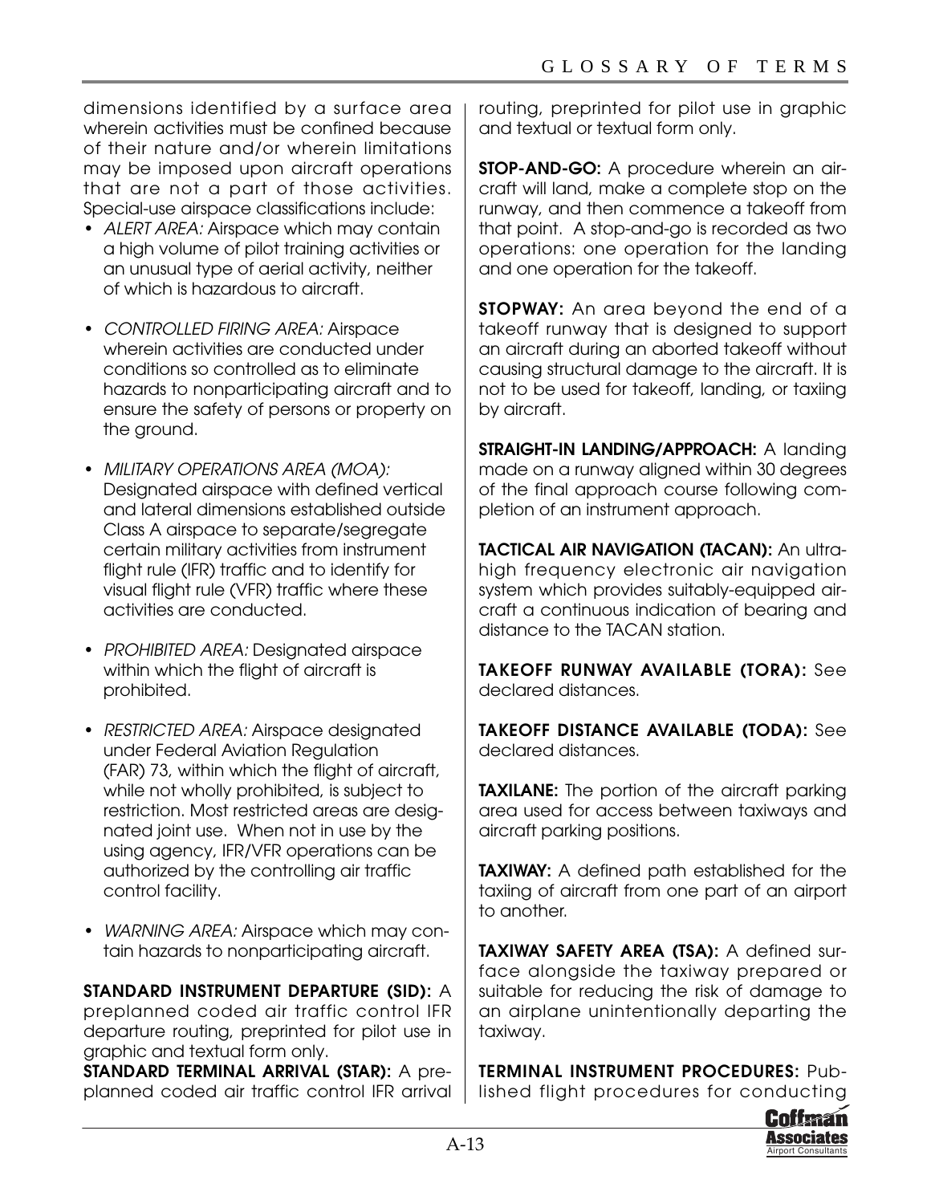dimensions identified by a surface area wherein activities must be confined because of their nature and/or wherein limitations may be imposed upon aircraft operations that are not a part of those activities. Special-use airspace classifications include:

- *ALERT AREA:* Airspace which may contain a high volume of pilot training activities or an unusual type of aerial activity, neither of which is hazardous to aircraft.

- *CONTROLLED FIRING AREA:* Airspace wherein activities are conducted under conditions so controlled as to eliminate hazards to nonparticipating aircraft and to ensure the safety of persons or property on the ground.

- *MILITARY OPERATIONS AREA (MOA):* Designated airspace with defined vertical and lateral dimensions established outside Class A airspace to separate/segregate certain military activities from instrument flight rule (IFR) traffic and to identify for visual flight rule (VFR) traffic where these activities are conducted.

- *PROHIBITED AREA:* Designated airspace within which the flight of aircraft is prohibited.

- *RESTRICTED AREA:* Airspace designated under Federal Aviation Regulation (FAR) 73, within which the flight of aircraft, while not wholly prohibited, is subject to restriction. Most restricted areas are designated joint use. When not in use by the using agency, IFR/VFR operations can be authorized by the controlling air traffic control facility.

- *WARNING AREA:* Airspace which may contain hazards to nonparticipating aircraft.

**STANDARD INSTRUMENT DEPARTURE (SID):** A preplanned coded air traffic control IFR departure routing, preprinted for pilot use in graphic and textual form only.

**STANDARD TERMINAL ARRIVAL (STAR):** A preplanned coded air traffic control IFR arrival routing, preprinted for pilot use in graphic and textual or textual form only.

**STOP-AND-GO:** A procedure wherein an aircraft will land, make a complete stop on the runway, and then commence a takeoff from that point. A stop-and-go is recorded as two operations: one operation for the landing and one operation for the takeoff.

**STOPWAY:** An area beyond the end of a takeoff runway that is designed to support an aircraft during an aborted takeoff without causing structural damage to the aircraft. It is not to be used for takeoff, landing, or taxiing by aircraft.

**STRAIGHT-IN LANDING/APPROACH:** A landing made on a runway aligned within 30 degrees of the final approach course following completion of an instrument approach.

**TACTICAL AIR NAVIGATION (TACAN):** An ultrahigh frequency electronic air navigation system which provides suitably-equipped aircraft a continuous indication of bearing and distance to the TACAN station.

**TAKEOFF RUNWAY AVAILABLE (TORA):** See declared distances.

**TAKEOFF DISTANCE AVAILABLE (TODA):** See declared distances.

**TAXILANE:** The portion of the aircraft parking area used for access between taxiways and aircraft parking positions.

**TAXIWAY:** A defined path established for the taxiing of aircraft from one part of an airport to another.

**TAXIWAY SAFETY AREA (TSA):** A defined surface alongside the taxiway prepared or suitable for reducing the risk of damage to an airplane unintentionally departing the taxiway.

**TERMINAL INSTRUMENT PROCEDURES:** Published flight procedures for conducting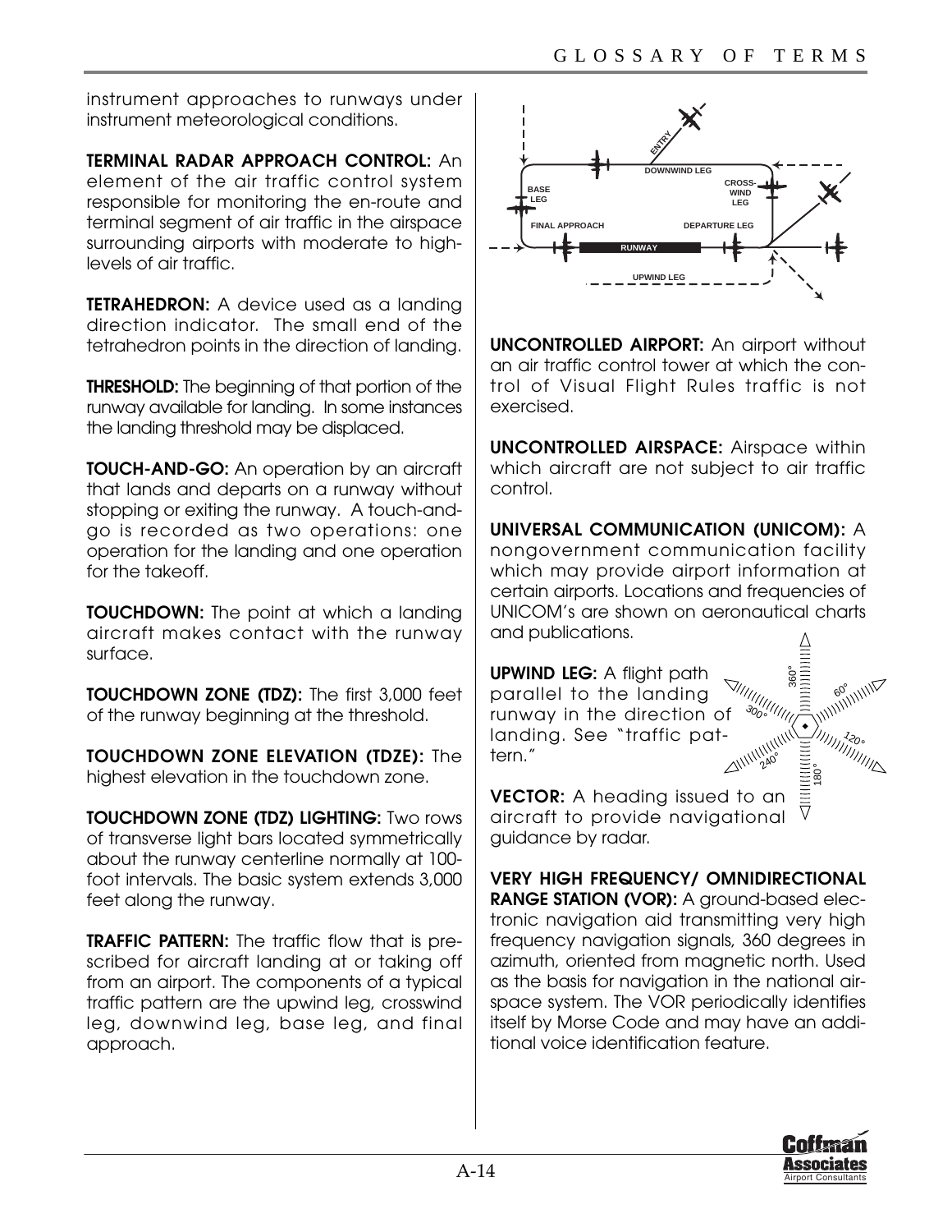instrument approaches to runways under instrument meteorological conditions.

**TERMINAL RADAR APPROACH CONTROL:** An element of the air traffic control system responsible for monitoring the en-route and terminal segment of air traffic in the airspace surrounding airports with moderate to high-levels of air traffic.

**TETRAHEDRON:** A device used as a landing direction indicator. The small end of the tetrahedron points in the direction of landing.

**THRESHOLD:** The beginning of that portion of the runway available for landing. In some instances the landing threshold may be displaced.

**TOUCH-AND-GO:** An operation by an aircraft that lands and departs on a runway without stopping or exiting the runway. A touch-and-go is recorded as two operations: one operation for the landing and one operation for the takeoff.

**TOUCHDOWN:** The point at which a landing aircraft makes contact with the runway surface.

**TOUCHDOWN ZONE (TDZ):** The first 3,000 feet of the runway beginning at the threshold.

**TOUCHDOWN ZONE ELEVATION (TDZE):** The highest elevation in the touchdown zone.

**TOUCHDOWN ZONE (TDZ) LIGHTING:** Two rows of transverse light bars located symmetrically about the runway centerline normally at 100-foot intervals. The basic system extends 3,000 feet along the runway.

**TRAFFIC PATTERN:** The traffic flow that is prescribed for aircraft landing at or taking off from an airport. The components of a typical traffic pattern are the upwind leg, crosswind leg, downwind leg, base leg, and final approach.

**UNCONTROLLED AIRPORT:** An airport without an air traffic control tower at which the control of Visual Flight Rules traffic is not exercised.

**UNCONTROLLED AIRSPACE:** Airspace within which aircraft are not subject to air traffic control.

**UNIVERSAL COMMUNICATION (UNICOM):** A nongovernment communication facility which may provide airport information at certain airports. Locations and frequencies of UNICOM's are shown on aeronautical charts and publications.

**UPWIND LEG:** A flight path parallel to the landing runway in the direction of landing. See "traffic pattern."

**VECTOR:** A heading issued to an aircraft to provide navigational guidance by radar.

**VERY HIGH FREQUENCY/ OMNIDIRECTIONAL RANGE STATION (VOR):** A ground-based electronic navigation aid transmitting very high frequency navigation signals, 360 degrees in azimuth, oriented from magnetic north. Used as the basis for navigation in the national airspace system. The VOR periodically identifies itself by Morse Code and may have an additional voice identification feature.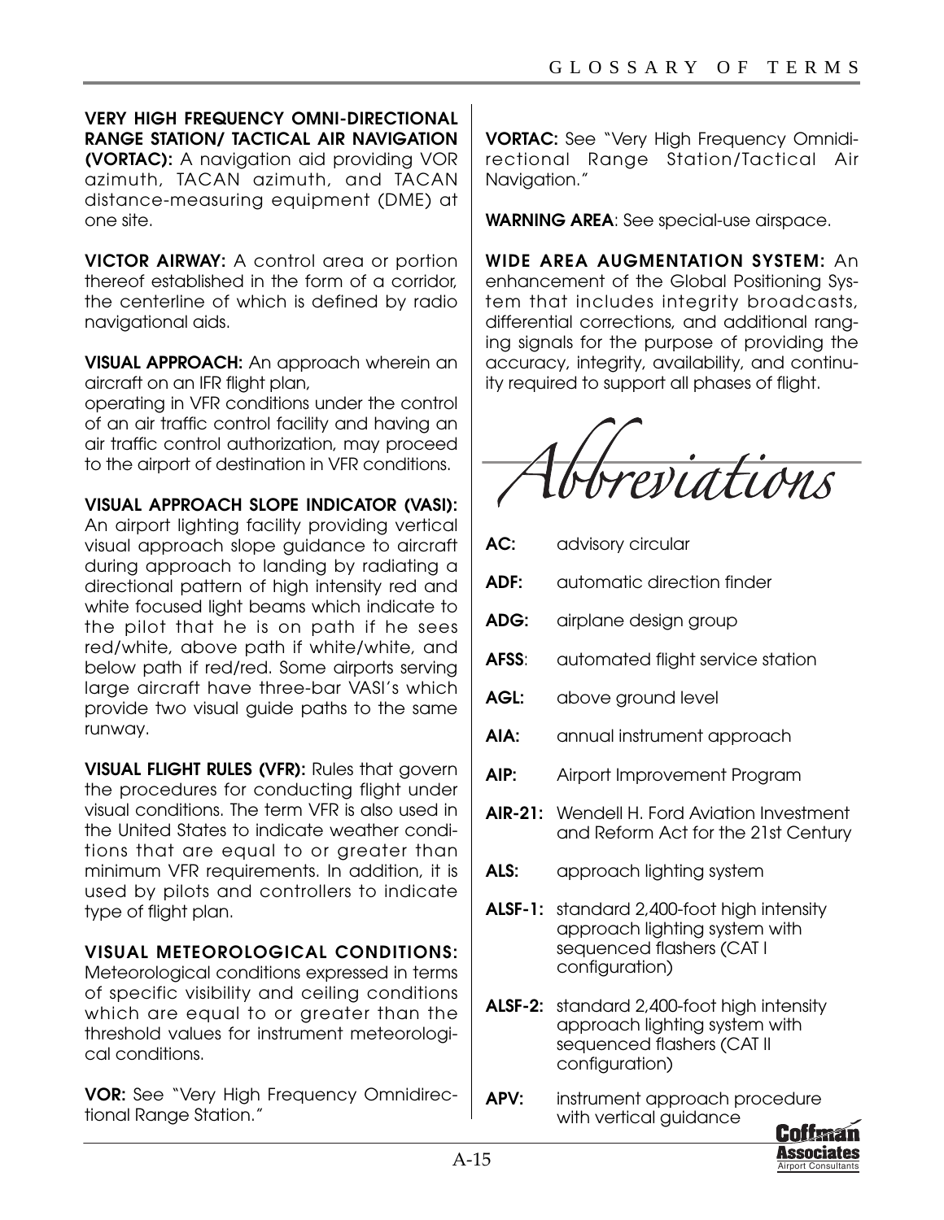**VERY HIGH FREQUENCY OMNI-DIRECTIONAL RANGE STATION/ TACTICAL AIR NAVIGATION (VORTAC):** A navigation aid providing VOR azimuth, TACAN azimuth, and TACAN distance-measuring equipment (DME) at one site.

**VICTOR AIRWAY:** A control area or portion thereof established in the form of a corridor, the centerline of which is defined by radio navigational aids.

**VISUAL APPROACH:** An approach wherein an aircraft on an IFR flight plan, operating in VFR conditions under the control of an air traffic control facility and having an air traffic control authorization, may proceed to the airport of destination in VFR conditions.

**VISUAL APPROACH SLOPE INDICATOR (VASI):** An airport lighting facility providing vertical visual approach slope guidance to aircraft during approach to landing by radiating a directional pattern of high intensity red and white focused light beams which indicate to the pilot that he is on path if he sees red/white, above path if white/white, and below path if red/red. Some airports serving large aircraft have three-bar VASI's which provide two visual guide paths to the same runway.

**VISUAL FLIGHT RULES (VFR):** Rules that govern the procedures for conducting flight under visual conditions. The term VFR is also used in the United States to indicate weather conditions that are equal to or greater than minimum VFR requirements. In addition, it is used by pilots and controllers to indicate type of flight plan.

**VISUAL METEOROLOGICAL CONDITIONS:** Meteorological conditions expressed in terms of specific visibility and ceiling conditions which are equal to or greater than the threshold values for instrument meteorological conditions.

**VOR:** See "Very High Frequency Omnidirectional Range Station."

**VORTAC:** See "Very High Frequency Omnidirectional Range Station/Tactical Air Navigation."

**WARNING AREA**: See special-use airspace.

**WIDE AREA AUGMENTATION SYSTEM:** An enhancement of the Global Positioning System that includes integrity broadcasts, differential corrections, and additional ranging signals for the purpose of providing the accuracy, integrity, availability, and continuity required to support all phases of flight.

# *Abbreviations*

**AC:** advisory circular

**ADF:** automatic direction finder

**ADG:** airplane design group

**AFSS**: automated flight service station

**AGL:** above ground level

**AIA:** annual instrument approach

**AIP:** Airport Improvement Program

**AIR-21:** Wendell H. Ford Aviation Investment and Reform Act for the 21st Century

**ALS:** approach lighting system

**ALSF-1:** standard 2,400-foot high intensity approach lighting system with sequenced flashers (CAT I configuration)

**ALSF-2:** standard 2,400-foot high intensity approach lighting system with sequenced flashers (CAT II configuration)

**APV:** instrument approach procedure with vertical guidance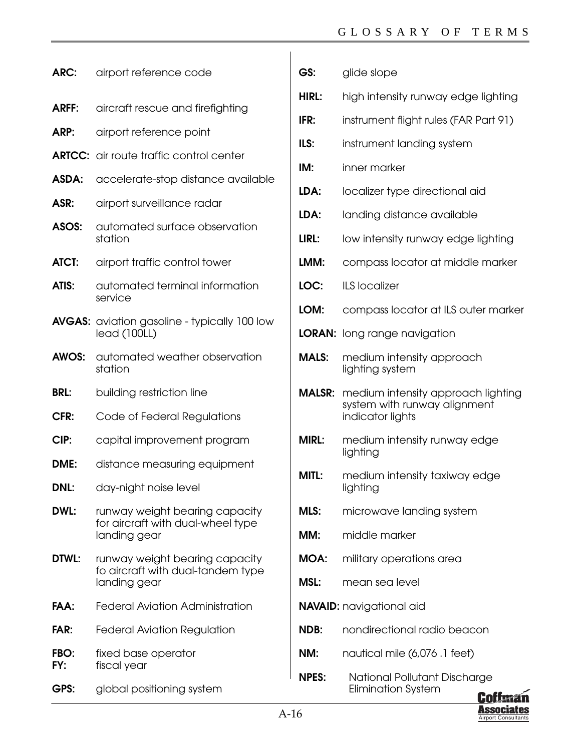**ARC:** airport reference code

**ARFF:** aircraft rescue and firefighting

**ARP:** airport reference point

**ARTCC:** air route traffic control center

**ASDA:** accelerate-stop distance available

**ASR:** airport surveillance radar

**ASOS:** automated surface observation station

**ATCT:** airport traffic control tower

**ATIS:** automated terminal information service

**AVGAS:** aviation gasoline - typically 100 low lead (100LL)

**AWOS:** automated weather observation station

**BRL:** building restriction line

**CFR:** Code of Federal Regulations

**CIP:** capital improvement program

**DME:** distance measuring equipment

**DNL:** day-night noise level

**DWL:** runway weight bearing capacity for aircraft with dual-wheel type landing gear

**DTWL:** runway weight bearing capacity fo aircraft with dual-tandem type landing gear

**FAA:** Federal Aviation Administration

**FAR:** Federal Aviation Regulation

**FBO:** fixed base operator

**FY:** fiscal year

**GPS:** global positioning system

**GS:** glide slope

**HIRL:** high intensity runway edge lighting

**IFR:** instrument flight rules (FAR Part 91)

**ILS:** instrument landing system

**IM:** inner marker

**LDA:** localizer type directional aid

**LDA:** landing distance available

**LIRL:** low intensity runway edge lighting

**LMM:** compass locator at middle marker

**LOC:** ILS localizer

**LOM:** compass locator at ILS outer marker

**LORAN:** long range navigation

**MALS:** medium intensity approach lighting system

**MALSR:** medium intensity approach lighting system with runway alignment indicator lights

**MIRL:** medium intensity runway edge lighting

**MITL:** medium intensity taxiway edge lighting

**MLS:** microwave landing system

**MM:** middle marker

**MOA:** military operations area

**MSL:** mean sea level

**NAVAID:** navigational aid

**NDB:** nondirectional radio beacon

**NM:** nautical mile (6,076 .1 feet)

**NPES:** National Pollutant Discharge Elimination System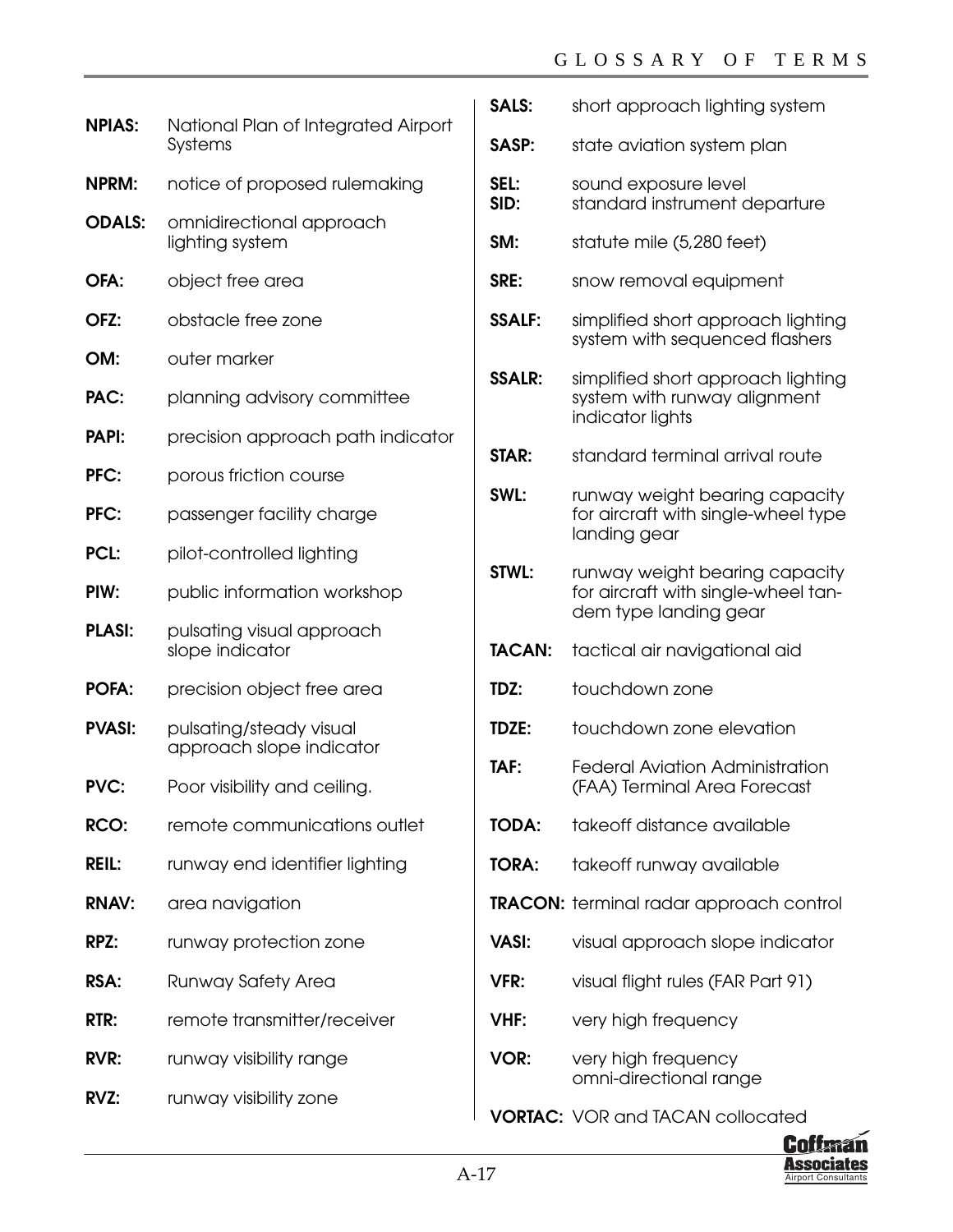**NPIAS:** National Plan of Integrated Airport Systems

**NPRM:** notice of proposed rulemaking

**ODALS:** omnidirectional approach lighting system

**OFA:** object free area

**OFZ:** obstacle free zone

**OM:** outer marker

**PAC:** planning advisory committee

**PAPI:** precision approach path indicator

**PFC:** porous friction course

**PFC:** passenger facility charge

**PCL:** pilot-controlled lighting

**PIW:** public information workshop

**PLASI:** pulsating visual approach slope indicator

**POFA:** precision object free area

**PVASI:** pulsating/steady visual approach slope indicator

**PVC:** Poor visibility and ceiling.

**RCO:** remote communications outlet

**REIL:** runway end identifier lighting

**RNAV:** area navigation

**RPZ:** runway protection zone

**RSA:** Runway Safety Area

**RTR:** remote transmitter/receiver

**RVR:** runway visibility range

**RVZ:** runway visibility zone

**SALS:** short approach lighting system

**SASP:** state aviation system plan

**SEL:** sound exposure level

**SID:** standard instrument departure

**SM:** statute mile (5,280 feet)

**SRE:** snow removal equipment

**SSALF:** simplified short approach lighting system with sequenced flashers

**SSALR:** simplified short approach lighting system with runway alignment indicator lights

**STAR:** standard terminal arrival route

**SWL:** runway weight bearing capacity for aircraft with single-wheel type landing gear

**STWL:** runway weight bearing capacity for aircraft with single-wheel tandem type landing gear

**TACAN:** tactical air navigational aid

**TDZ:** touchdown zone

**TDZE:** touchdown zone elevation

**TAF:** Federal Aviation Administration (FAA) Terminal Area Forecast

**TODA:** takeoff distance available

**TORA:** takeoff runway available

**TRACON:** terminal radar approach control

**VASI:** visual approach slope indicator

**VFR:** visual flight rules (FAR Part 91)

**VHF:** very high frequency

**VOR:** very high frequency omni-directional range

**VORTAC:** VOR and TACAN collocated